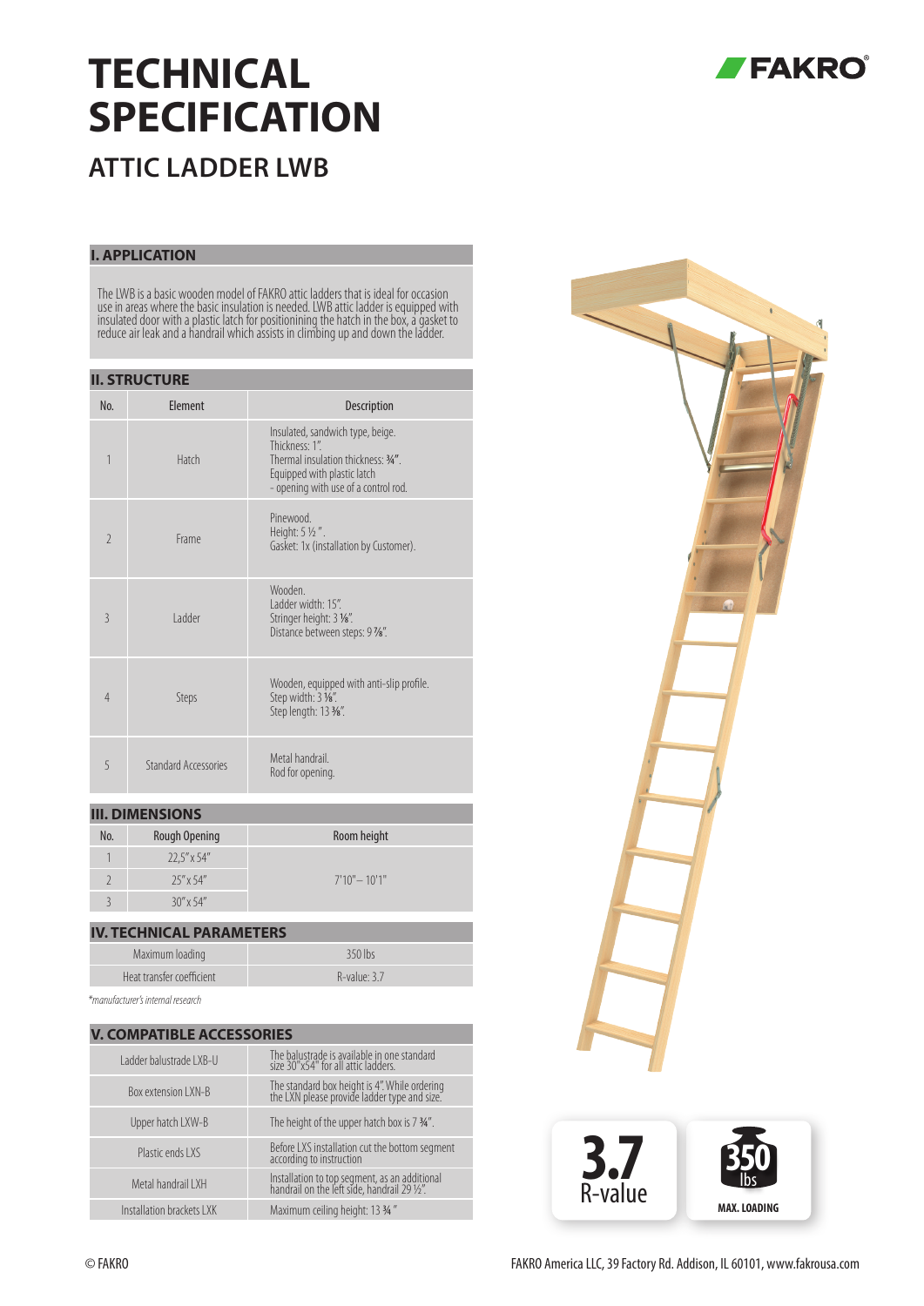# TECHNICAL SPECIFICATION

FAKRO®

## ATTIC LADDER LWB

### I. APPLICATION

The LWB is a basic wooden model of FAKRO attic ladders that is ideal for occasion use in areas where the basic insulation is needed. LWB attic ladder is equipped with insulated door with a plastic latch for positionining the hatch in the box, a gasket to reduce air leak and a handrail which assists in climbing up and down the ladder.

### II. STRUCTURE

| No. | Element | Description |
|---|---|---|
| 1 | Hatch | Insulated, sandwich type, beige.<br>Thickness: 1".<br>Thermal insulation thickness: ¾".<br>Equipped with plastic latch<br>- opening with use of a control rod. |
| 2 | Frame | Pinewood.<br>Height: 5 ½ ".<br>Gasket: 1x (installation by Customer). |
| 3 | Ladder | Wooden.<br>Ladder width: 15".<br>Stringer height: 3 ⅛".<br>Distance between steps: 9 ⅞". |
| 4 | Steps | Wooden, equipped with anti-slip profile.<br>Step width: 3 ⅛".<br>Step length: 13 ⅜". |
| 5 | Standard Accessories | Metal handrail.<br>Rod for opening. |

### III. DIMENSIONS

| No. | Rough Opening | Room height |
|---|---|---|
| 1 | 22,5" x 54" | 7'10" – 10'1" |
| 2 | 25" x 54" | |
| 3 | 30" x 54" | |

### IV. TECHNICAL PARAMETERS

| | |
|---|---|
| Maximum loading | 350 lbs |
| Heat transfer coefficient | R-value: 3.7 |

*manufacturer's internal research*

### V. COMPATIBLE ACCESSORIES

| | |
|---|---|
| Ladder balustrade LXB-U | The balustrade is available in one standard size 30"x54" for all attic ladders. |
| Box extension LXN-B | The standard box height is 4". While ordering the LXN please provide ladder type and size. |
| Upper hatch LXW-B | The height of the upper hatch box is 7 ¾". |
| Plastic ends LXS | Before LXS installation cut the bottom segment according to instruction |
| Metal handrail LXH | Installation to top segment, as an additional handrail on the left side, handrail 29 ½". |
| Installation brackets LXK | Maximum ceiling height: 13 ¾ " |

3.7 R-value

350 lbs MAX. LOADING

© FAKRO

FAKRO America LLC, 39 Factory Rd. Addison, IL 60101, www.fakrousa.com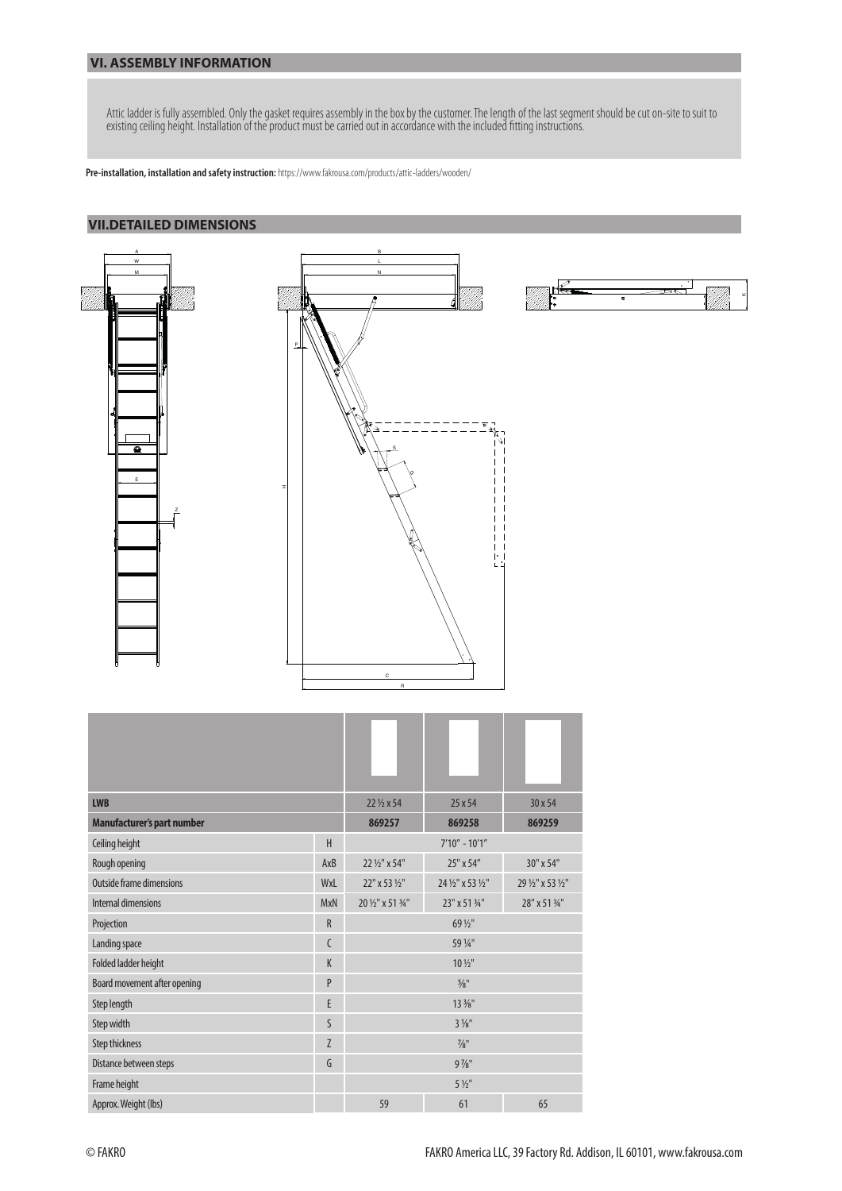## VI. ASSEMBLY INFORMATION

Attic ladder is fully assembled. Only the gasket requires assembly in the box by the customer. The length of the last segment should be cut on-site to suit to existing ceiling height. Installation of the product must be carried out in accordance with the included fitting instructions.

**Pre-installation, installation and safety instruction:** https://www.fakrousa.com/products/attic-ladders/wooden/

## VII.DETAILED DIMENSIONS

A
W
M
E
Z
B
L
N
P
H
S
G
C
R
K

| | | | | |
|---|---|---|---|---|
| **LWB** | | 22 ½ x 54 | 25 x 54 | 30 x 54 |
| **Manufacturer's part number** | | **869257** | **869258** | **869259** |
| Ceiling height | H | 7'10" - 10'1" | | |
| Rough opening | AxB | 22 ½" x 54" | 25" x 54" | 30" x 54" |
| Outside frame dimensions | WxL | 22" x 53 ½" | 24 ½" x 53 ½" | 29 ½" x 53 ½" |
| Internal dimensions | MxN | 20 ½" x 51 ¾" | 23" x 51 ¾" | 28" x 51 ¾" |
| Projection | R | 69 ½" | | |
| Landing space | C | 59 ¼" | | |
| Folded ladder height | K | 10 ½" | | |
| Board movement after opening | P | ⅝" | | |
| Step length | E | 13 ⅜" | | |
| Step width | S | 3 ⅛" | | |
| Step thickness | Z | ⅞" | | |
| Distance between steps | G | 9 ⅞" | | |
| Frame height | | 5 ½" | | |
| Approx. Weight (lbs) | | 59 | 61 | 65 |

© FAKRO

FAKRO America LLC, 39 Factory Rd. Addison, IL 60101, www.fakrousa.com